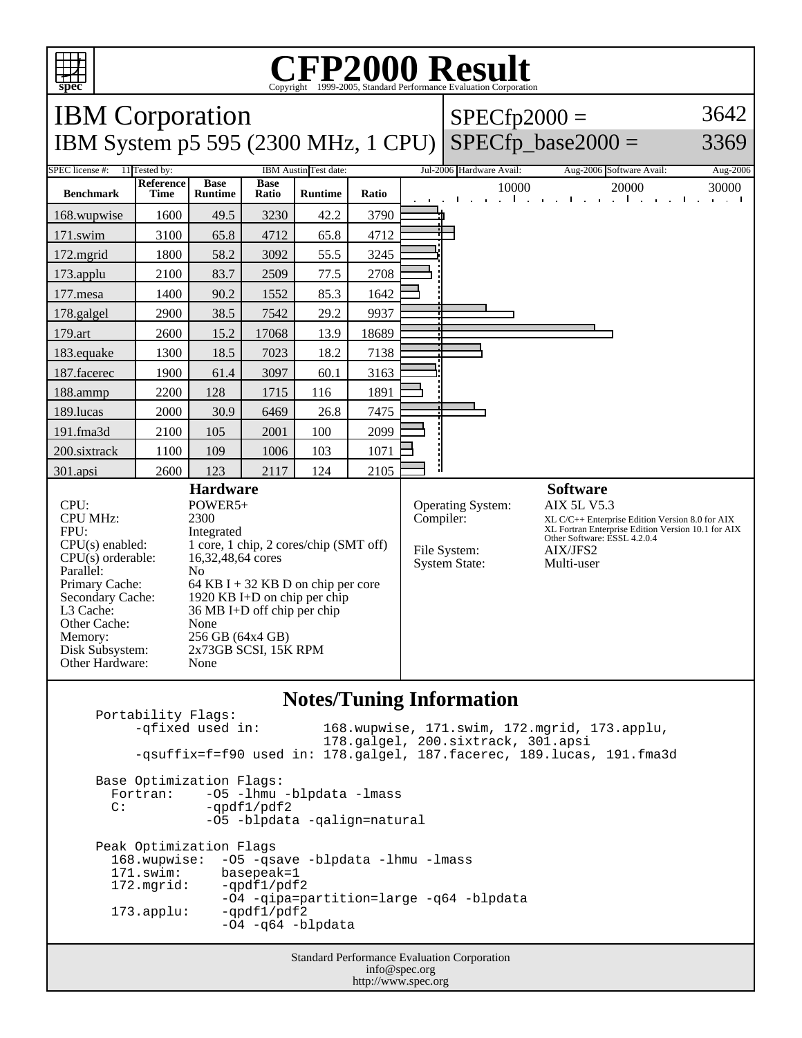# CFP2000 Result

Copyright 1999-2005, Standard Performance Evaluation Corporation

## IBM Corporation

IBM System p5 595 (2300 MHz, 1 CPU)

SPECfp2000 = 3642

SPECfp_base2000 = 3369

SPEC license #: 11 | Tested by: IBM Austin | Test date: Jul-2006 | Hardware Avail: Aug-2006 | Software Avail: Aug-2006

| Benchmark | Reference Time | Base Runtime | Base Ratio | Runtime | Ratio |
|---|---|---|---|---|---|
| 168.wupwise | 1600 | 49.5 | 3230 | 42.2 | 3790 |
| 171.swim | 3100 | 65.8 | 4712 | 65.8 | 4712 |
| 172.mgrid | 1800 | 58.2 | 3092 | 55.5 | 3245 |
| 173.applu | 2100 | 83.7 | 2509 | 77.5 | 2708 |
| 177.mesa | 1400 | 90.2 | 1552 | 85.3 | 1642 |
| 178.galgel | 2900 | 38.5 | 7542 | 29.2 | 9937 |
| 179.art | 2600 | 15.2 | 17068 | 13.9 | 18689 |
| 183.equake | 1300 | 18.5 | 7023 | 18.2 | 7138 |
| 187.facerec | 1900 | 61.4 | 3097 | 60.1 | 3163 |
| 188.ammp | 2200 | 128 | 1715 | 116 | 1891 |
| 189.lucas | 2000 | 30.9 | 6469 | 26.8 | 7475 |
| 191.fma3d | 2100 | 105 | 2001 | 100 | 2099 |
| 200.sixtrack | 1100 | 109 | 1006 | 103 | 1071 |
| 301.apsi | 2600 | 123 | 2117 | 124 | 2105 |

### Hardware

| | |
|---|---|
| CPU: | POWER5+ |
| CPU MHz: | 2300 |
| FPU: | Integrated |
| CPU(s) enabled: | 1 core, 1 chip, 2 cores/chip (SMT off) |
| CPU(s) orderable: | 16,32,48,64 cores |
| Parallel: | No |
| Primary Cache: | 64 KB I + 32 KB D on chip per core |
| Secondary Cache: | 1920 KB I+D on chip per chip |
| L3 Cache: | 36 MB I+D off chip per chip |
| Other Cache: | None |
| Memory: | 256 GB (64x4 GB) |
| Disk Subsystem: | 2x73GB SCSI, 15K RPM |
| Other Hardware: | None |

### Software

| | |
|---|---|
| Operating System: | AIX 5L V5.3 |
| Compiler: | XL C/C++ Enterprise Edition Version 8.0 for AIX<br>XL Fortran Enterprise Edition Version 10.1 for AIX<br>Other Software: ESSL 4.2.0.4 |
| File System: | AIX/JFS2 |
| System State: | Multi-user |

### Notes/Tuning Information

```
Portability Flags:
     -qfixed used in:        168.wupwise, 171.swim, 172.mgrid, 173.applu,
                             178.galgel, 200.sixtrack, 301.apsi
     -qsuffix=f=f90 used in: 178.galgel, 187.facerec, 189.lucas, 191.fma3d

Base Optimization Flags:
  Fortran:    -O5 -lhmu -blpdata -lmass
  C:          -qpdf1/pdf2
              -O5 -blpdata -qalign=natural

Peak Optimization Flags
  168.wupwise:  -O5 -qsave -blpdata -lhmu -lmass
  171.swim:     basepeak=1
  172.mgrid:    -qpdf1/pdf2
                -O4 -qipa=partition=large -q64 -blpdata
  173.applu:    -qpdf1/pdf2
                -O4 -q64 -blpdata
```

Standard Performance Evaluation Corporation
info@spec.org
http://www.spec.org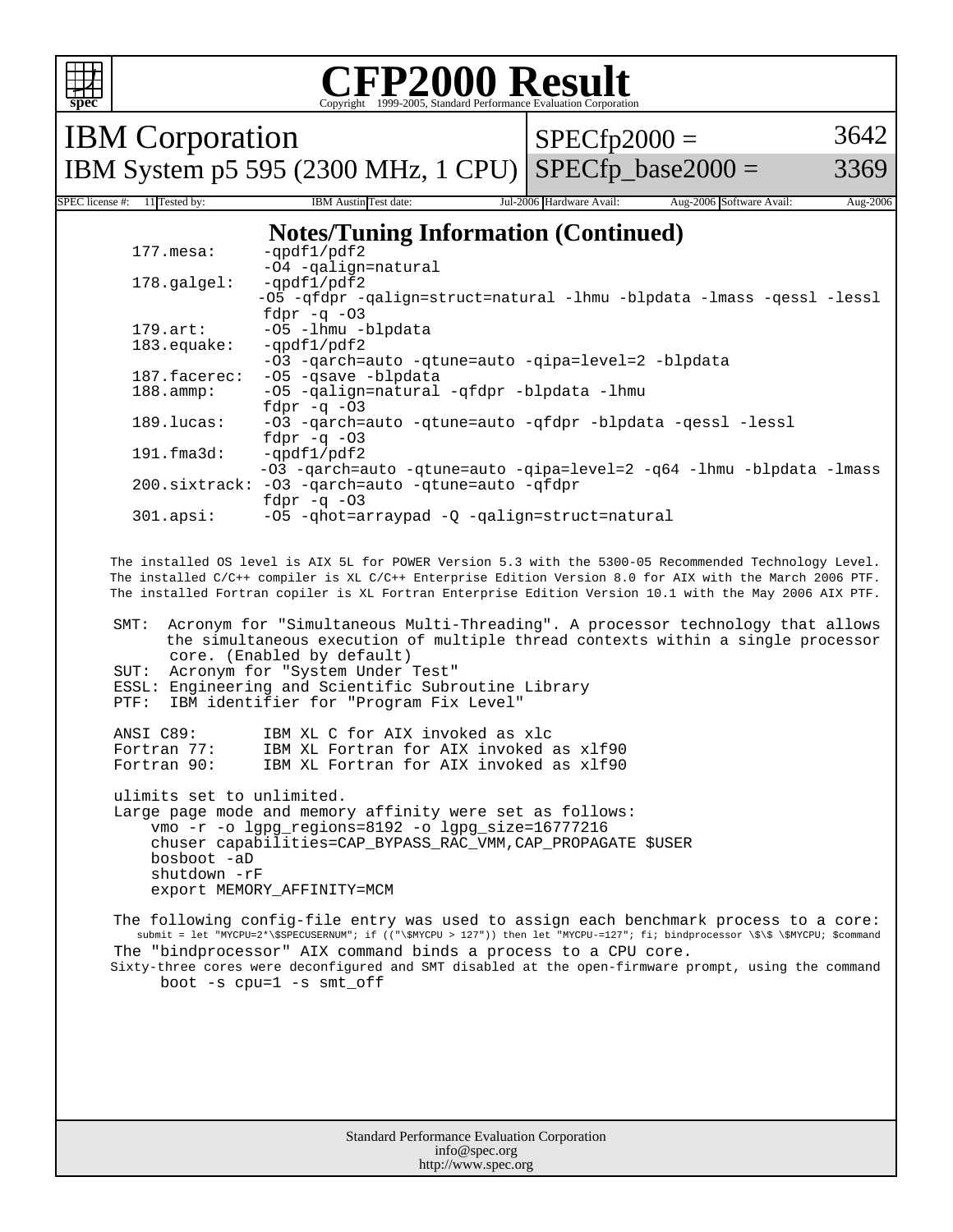# CFP2000 Result

Copyright 1999-2005, Standard Performance Evaluation Corporation

**IBM Corporation**

**IBM System p5 595 (2300 MHz, 1 CPU)**

SPECfp2000 = 3642

SPECfp_base2000 = 3369

| SPEC license #: | 11 | Tested by: | IBM Austin | Test date: | Jul-2006 | Hardware Avail: | Aug-2006 | Software Avail: | Aug-2006 |
|---|---|---|---|---|---|---|---|---|---|

## Notes/Tuning Information (Continued)

```
177.mesa:     -qpdf1/pdf2
              -O4 -qalign=natural
178.galgel:   -qpdf1/pdf2
              -O5 -qfdpr -qalign=struct=natural -lhmu -blpdata -lmass -qessl -lessl
              fdpr -q -O3
179.art:      -O5 -lhmu -blpdata
183.equake:   -qpdf1/pdf2
              -O3 -qarch=auto -qtune=auto -qipa=level=2 -blpdata
187.facerec:  -O5 -qsave -blpdata
188.ammp:     -O5 -qalign=natural -qfdpr -blpdata -lhmu
              fdpr -q -O3
189.lucas:    -O3 -qarch=auto -qtune=auto -qfdpr -blpdata -qessl -lessl
              fdpr -q -O3
191.fma3d:    -qpdf1/pdf2
              -O3 -qarch=auto -qtune=auto -qipa=level=2 -q64 -lhmu -blpdata -lmass
200.sixtrack: -O3 -qarch=auto -qtune=auto -qfdpr
              fdpr -q -O3
301.apsi:     -O5 -qhot=arraypad -Q -qalign=struct=natural
```

The installed OS level is AIX 5L for POWER Version 5.3 with the 5300-05 Recommended Technology Level.
The installed C/C++ compiler is XL C/C++ Enterprise Edition Version 8.0 for AIX with the March 2006 PTF.
The installed Fortran copiler is XL Fortran Enterprise Edition Version 10.1 with the May 2006 AIX PTF.

SMT: Acronym for "Simultaneous Multi-Threading". A processor technology that allows the simultaneous execution of multiple thread contexts within a single processor core. (Enabled by default)
SUT: Acronym for "System Under Test"
ESSL: Engineering and Scientific Subroutine Library
PTF: IBM identifier for "Program Fix Level"

```
ANSI C89:     IBM XL C for AIX invoked as xlc
Fortran 77:   IBM XL Fortran for AIX invoked as xlf90
Fortran 90:   IBM XL Fortran for AIX invoked as xlf90
```

ulimits set to unlimited.
Large page mode and memory affinity were set as follows:

```
vmo -r -o lgpg_regions=8192 -o lgpg_size=16777216
chuser capabilities=CAP_BYPASS_RAC_VMM,CAP_PROPAGATE $USER
bosboot -aD
shutdown -rF
export MEMORY_AFFINITY=MCM
```

The following config-file entry was used to assign each benchmark process to a core:

```
submit = let "MYCPU=2*\$SPECUSERNUM"; if (("\$MYCPU > 127")) then let "MYCPU-=127"; fi; bindprocessor \$\$ \$MYCPU; $command
```

The "bindprocessor" AIX command binds a process to a CPU core.
Sixty-three cores were deconfigured and SMT disabled at the open-firmware prompt, using the command

```
boot -s cpu=1 -s smt_off
```

Standard Performance Evaluation Corporation
info@spec.org
http://www.spec.org